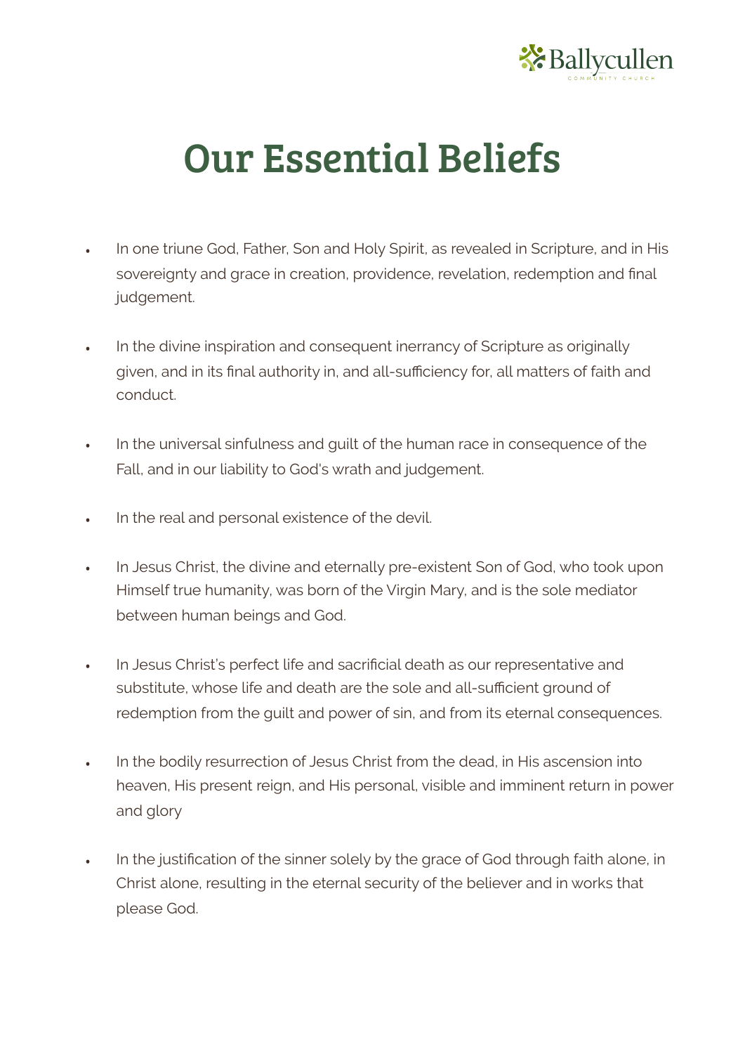# Our Essential Beliefs

- In one triune God, Father, Son and Holy Spirit, as revealed in Scripture, and in His sovereignty and grace in creation, providence, revelation, redemption and final judgement.

- In the divine inspiration and consequent inerrancy of Scripture as originally given, and in its final authority in, and all-sufficiency for, all matters of faith and conduct.

- In the universal sinfulness and guilt of the human race in consequence of the Fall, and in our liability to God's wrath and judgement.

- In the real and personal existence of the devil.

- In Jesus Christ, the divine and eternally pre-existent Son of God, who took upon Himself true humanity, was born of the Virgin Mary, and is the sole mediator between human beings and God.

- In Jesus Christ's perfect life and sacrificial death as our representative and substitute, whose life and death are the sole and all-sufficient ground of redemption from the guilt and power of sin, and from its eternal consequences.

- In the bodily resurrection of Jesus Christ from the dead, in His ascension into heaven, His present reign, and His personal, visible and imminent return in power and glory

- In the justification of the sinner solely by the grace of God through faith alone, in Christ alone, resulting in the eternal security of the believer and in works that please God.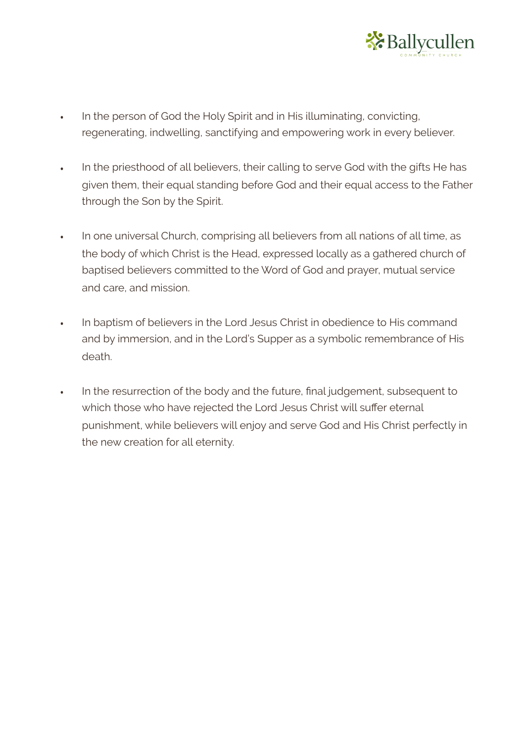- In the person of God the Holy Spirit and in His illuminating, convicting, regenerating, indwelling, sanctifying and empowering work in every believer.

- In the priesthood of all believers, their calling to serve God with the gifts He has given them, their equal standing before God and their equal access to the Father through the Son by the Spirit.

- In one universal Church, comprising all believers from all nations of all time, as the body of which Christ is the Head, expressed locally as a gathered church of baptised believers committed to the Word of God and prayer, mutual service and care, and mission.

- In baptism of believers in the Lord Jesus Christ in obedience to His command and by immersion, and in the Lord's Supper as a symbolic remembrance of His death.

- In the resurrection of the body and the future, final judgement, subsequent to which those who have rejected the Lord Jesus Christ will suffer eternal punishment, while believers will enjoy and serve God and His Christ perfectly in the new creation for all eternity.